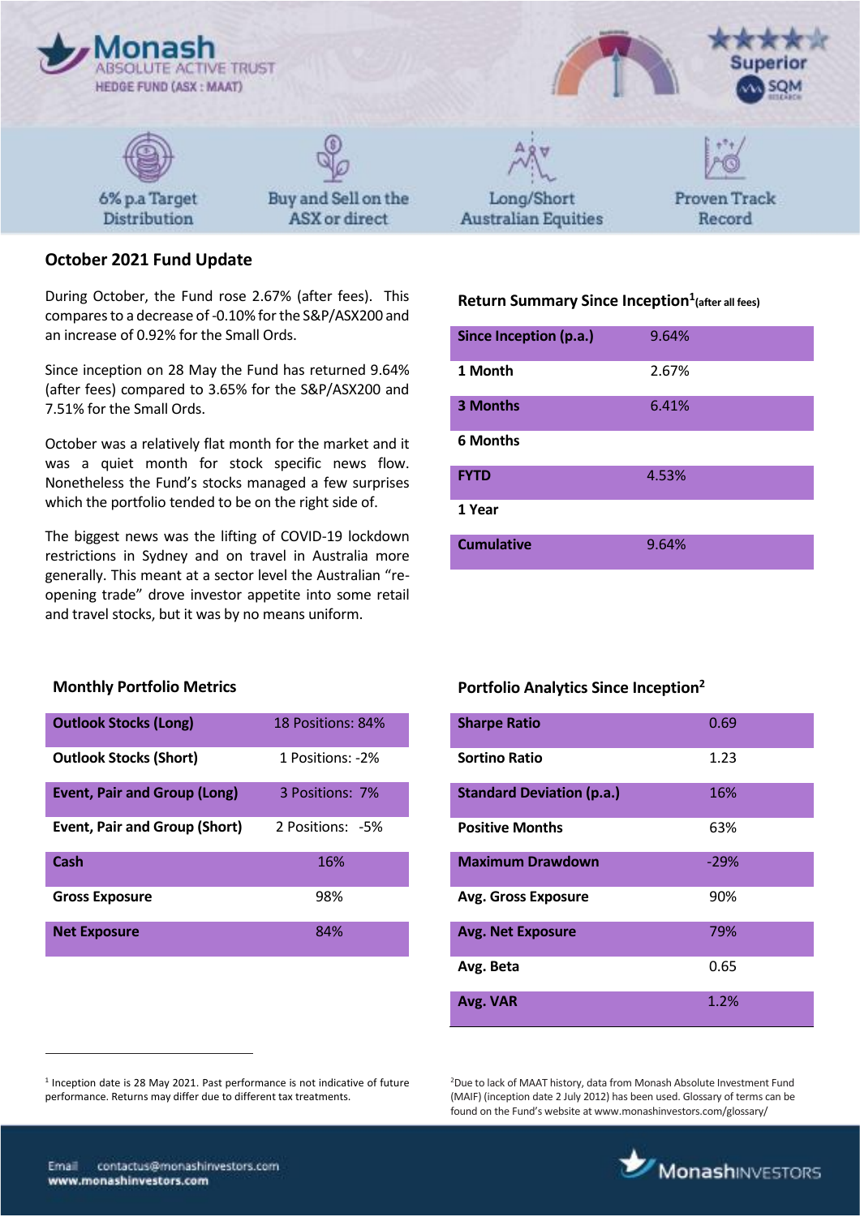# Monash ABSOLUTE ACTIVE TRUST

HEDGE FUND (ASX : MAAT)

Superior SQM

6% p.a Target Distribution | Buy and Sell on the ASX or direct | Long/Short Australian Equities | Proven Track Record

## October 2021 Fund Update

During October, the Fund rose 2.67% (after fees). This compares to a decrease of -0.10% for the S&P/ASX200 and an increase of 0.92% for the Small Ords.

Since inception on 28 May the Fund has returned 9.64% (after fees) compared to 3.65% for the S&P/ASX200 and 7.51% for the Small Ords.

October was a relatively flat month for the market and it was a quiet month for stock specific news flow. Nonetheless the Fund's stocks managed a few surprises which the portfolio tended to be on the right side of.

The biggest news was the lifting of COVID-19 lockdown restrictions in Sydney and on travel in Australia more generally. This meant at a sector level the Australian "re-opening trade" drove investor appetite into some retail and travel stocks, but it was by no means uniform.

### Return Summary Since Inception[1] (after all fees)

| | |
|---|---|
| **Since Inception (p.a.)** | 9.64% |
| **1 Month** | 2.67% |
| **3 Months** | 6.41% |
| **6 Months** | |
| **FYTD** | 4.53% |
| **1 Year** | |
| **Cumulative** | 9.64% |

### Monthly Portfolio Metrics

| | |
|---|---|
| **Outlook Stocks (Long)** | 18 Positions: 84% |
| **Outlook Stocks (Short)** | 1 Positions: -2% |
| **Event, Pair and Group (Long)** | 3 Positions: 7% |
| **Event, Pair and Group (Short)** | 2 Positions: -5% |
| **Cash** | 16% |
| **Gross Exposure** | 98% |
| **Net Exposure** | 84% |

### Portfolio Analytics Since Inception[2]

| | |
|---|---|
| **Sharpe Ratio** | 0.69 |
| **Sortino Ratio** | 1.23 |
| **Standard Deviation (p.a.)** | 16% |
| **Positive Months** | 63% |
| **Maximum Drawdown** | -29% |
| **Avg. Gross Exposure** | 90% |
| **Avg. Net Exposure** | 79% |
| **Avg. Beta** | 0.65 |
| **Avg. VAR** | 1.2% |

[1] Inception date is 28 May 2021. Past performance is not indicative of future performance. Returns may differ due to different tax treatments.

[2] Due to lack of MAAT history, data from Monash Absolute Investment Fund (MAIF) (inception date 2 July 2012) has been used. Glossary of terms can be found on the Fund's website at www.monashinvestors.com/glossary/

Email contactus@monashinvestors.com
www.monashinvestors.com

MonashINVESTORS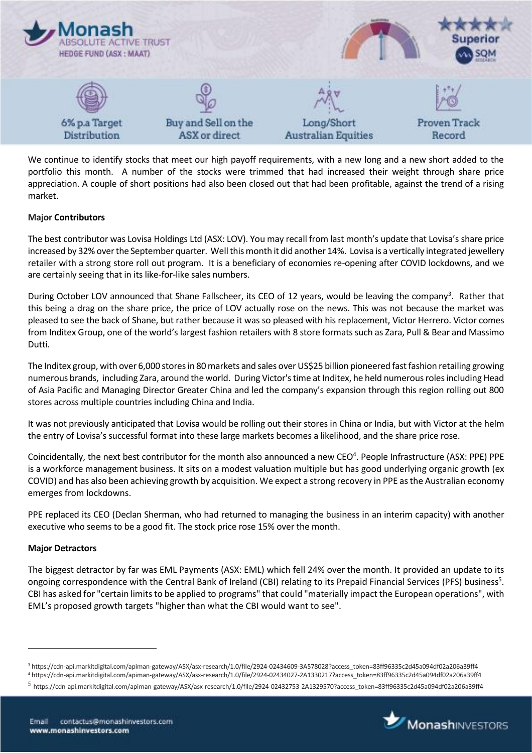We continue to identify stocks that meet our high payoff requirements, with a new long and a new short added to the portfolio this month. A number of the stocks were trimmed that had increased their weight through share price appreciation. A couple of short positions had also been closed out that had been profitable, against the trend of a rising market.

**Major Contributors**

The best contributor was Lovisa Holdings Ltd (ASX: LOV). You may recall from last month's update that Lovisa's share price increased by 32% over the September quarter. Well this month it did another 14%. Lovisa is a vertically integrated jewellery retailer with a strong store roll out program. It is a beneficiary of economies re-opening after COVID lockdowns, and we are certainly seeing that in its like-for-like sales numbers.

During October LOV announced that Shane Fallscheer, its CEO of 12 years, would be leaving the company[3]. Rather that this being a drag on the share price, the price of LOV actually rose on the news. This was not because the market was pleased to see the back of Shane, but rather because it was so pleased with his replacement, Victor Herrero. Victor comes from Inditex Group, one of the world's largest fashion retailers with 8 store formats such as Zara, Pull & Bear and Massimo Dutti.

The Inditex group, with over 6,000 stores in 80 markets and sales over US$25 billion pioneered fast fashion retailing growing numerous brands, including Zara, around the world. During Victor's time at Inditex, he held numerous roles including Head of Asia Pacific and Managing Director Greater China and led the company's expansion through this region rolling out 800 stores across multiple countries including China and India.

It was not previously anticipated that Lovisa would be rolling out their stores in China or India, but with Victor at the helm the entry of Lovisa's successful format into these large markets becomes a likelihood, and the share price rose.

Coincidentally, the next best contributor for the month also announced a new CEO[4]. People Infrastructure (ASX: PPE) PPE is a workforce management business. It sits on a modest valuation multiple but has good underlying organic growth (ex COVID) and has also been achieving growth by acquisition. We expect a strong recovery in PPE as the Australian economy emerges from lockdowns.

PPE replaced its CEO (Declan Sherman, who had returned to managing the business in an interim capacity) with another executive who seems to be a good fit. The stock price rose 15% over the month.

**Major Detractors**

The biggest detractor by far was EML Payments (ASX: EML) which fell 24% over the month. It provided an update to its ongoing correspondence with the Central Bank of Ireland (CBI) relating to its Prepaid Financial Services (PFS) business[5]. CBI has asked for "certain limits to be applied to programs" that could "materially impact the European operations", with EML's proposed growth targets "higher than what the CBI would want to see".

---

[3] https://cdn-api.markitdigital.com/apiman-gateway/ASX/asx-research/1.0/file/2924-02434609-3A578028?access_token=83ff96335c2d45a094df02a206a39ff4

[4] https://cdn-api.markitdigital.com/apiman-gateway/ASX/asx-research/1.0/file/2924-02434027-2A1330217?access_token=83ff96335c2d45a094df02a206a39ff4

[5] https://cdn-api.markitdigital.com/apiman-gateway/ASX/asx-research/1.0/file/2924-02432753-2A1329570?access_token=83ff96335c2d45a094df02a206a39ff4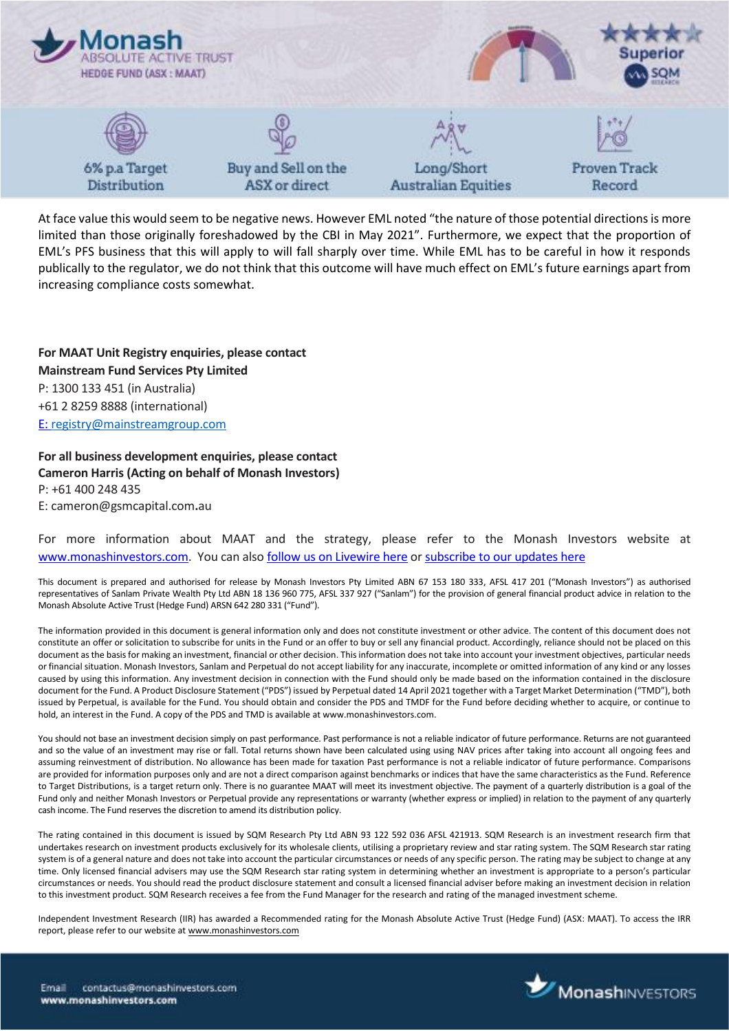At face value this would seem to be negative news. However EML noted "the nature of those potential directions is more limited than those originally foreshadowed by the CBI in May 2021". Furthermore, we expect that the proportion of EML's PFS business that this will apply to will fall sharply over time. While EML has to be careful in how it responds publically to the regulator, we do not think that this outcome will have much effect on EML's future earnings apart from increasing compliance costs somewhat.

**For MAAT Unit Registry enquiries, please contact**
**Mainstream Fund Services Pty Limited**
P: 1300 133 451 (in Australia)
+61 2 8259 8888 (international)
E: registry@mainstreamgroup.com

**For all business development enquiries, please contact**
**Cameron Harris (Acting on behalf of Monash Investors)**
P: +61 400 248 435
E: cameron@gsmcapital.com.au

For more information about MAAT and the strategy, please refer to the Monash Investors website at www.monashinvestors.com. You can also follow us on Livewire here or subscribe to our updates here

This document is prepared and authorised for release by Monash Investors Pty Limited ABN 67 153 180 333, AFSL 417 201 ("Monash Investors") as authorised representatives of Sanlam Private Wealth Pty Ltd ABN 18 136 960 775, AFSL 337 927 ("Sanlam") for the provision of general financial product advice in relation to the Monash Absolute Active Trust (Hedge Fund) ARSN 642 280 331 ("Fund").

The information provided in this document is general information only and does not constitute investment or other advice. The content of this document does not constitute an offer or solicitation to subscribe for units in the Fund or an offer to buy or sell any financial product. Accordingly, reliance should not be placed on this document as the basis for making an investment, financial or other decision. This information does not take into account your investment objectives, particular needs or financial situation. Monash Investors, Sanlam and Perpetual do not accept liability for any inaccurate, incomplete or omitted information of any kind or any losses caused by using this information. Any investment decision in connection with the Fund should only be made based on the information contained in the disclosure document for the Fund. A Product Disclosure Statement ("PDS") issued by Perpetual dated 14 April 2021 together with a Target Market Determination ("TMD"), both issued by Perpetual, is available for the Fund. You should obtain and consider the PDS and TMDF for the Fund before deciding whether to acquire, or continue to hold, an interest in the Fund. A copy of the PDS and TMD is available at www.monashinvestors.com.

You should not base an investment decision simply on past performance. Past performance is not a reliable indicator of future performance. Returns are not guaranteed and so the value of an investment may rise or fall. Total returns shown have been calculated using using NAV prices after taking into account all ongoing fees and assuming reinvestment of distribution. No allowance has been made for taxation Past performance is not a reliable indicator of future performance. Comparisons are provided for information purposes only and are not a direct comparison against benchmarks or indices that have the same characteristics as the Fund. Reference to Target Distributions, is a target return only. There is no guarantee MAAT will meet its investment objective. The payment of a quarterly distribution is a goal of the Fund only and neither Monash Investors or Perpetual provide any representations or warranty (whether express or implied) in relation to the payment of any quarterly cash income. The Fund reserves the discretion to amend its distribution policy.

The rating contained in this document is issued by SQM Research Pty Ltd ABN 93 122 592 036 AFSL 421913. SQM Research is an investment research firm that undertakes research on investment products exclusively for its wholesale clients, utilising a proprietary review and star rating system. The SQM Research star rating system is of a general nature and does not take into account the particular circumstances or needs of any specific person. The rating may be subject to change at any time. Only licensed financial advisers may use the SQM Research star rating system in determining whether an investment is appropriate to a person's particular circumstances or needs. You should read the product disclosure statement and consult a licensed financial adviser before making an investment decision in relation to this investment product. SQM Research receives a fee from the Fund Manager for the research and rating of the managed investment scheme.

Independent Investment Research (IIR) has awarded a Recommended rating for the Monash Absolute Active Trust (Hedge Fund) (ASX: MAAT). To access the IRR report, please refer to our website at www.monashinvestors.com